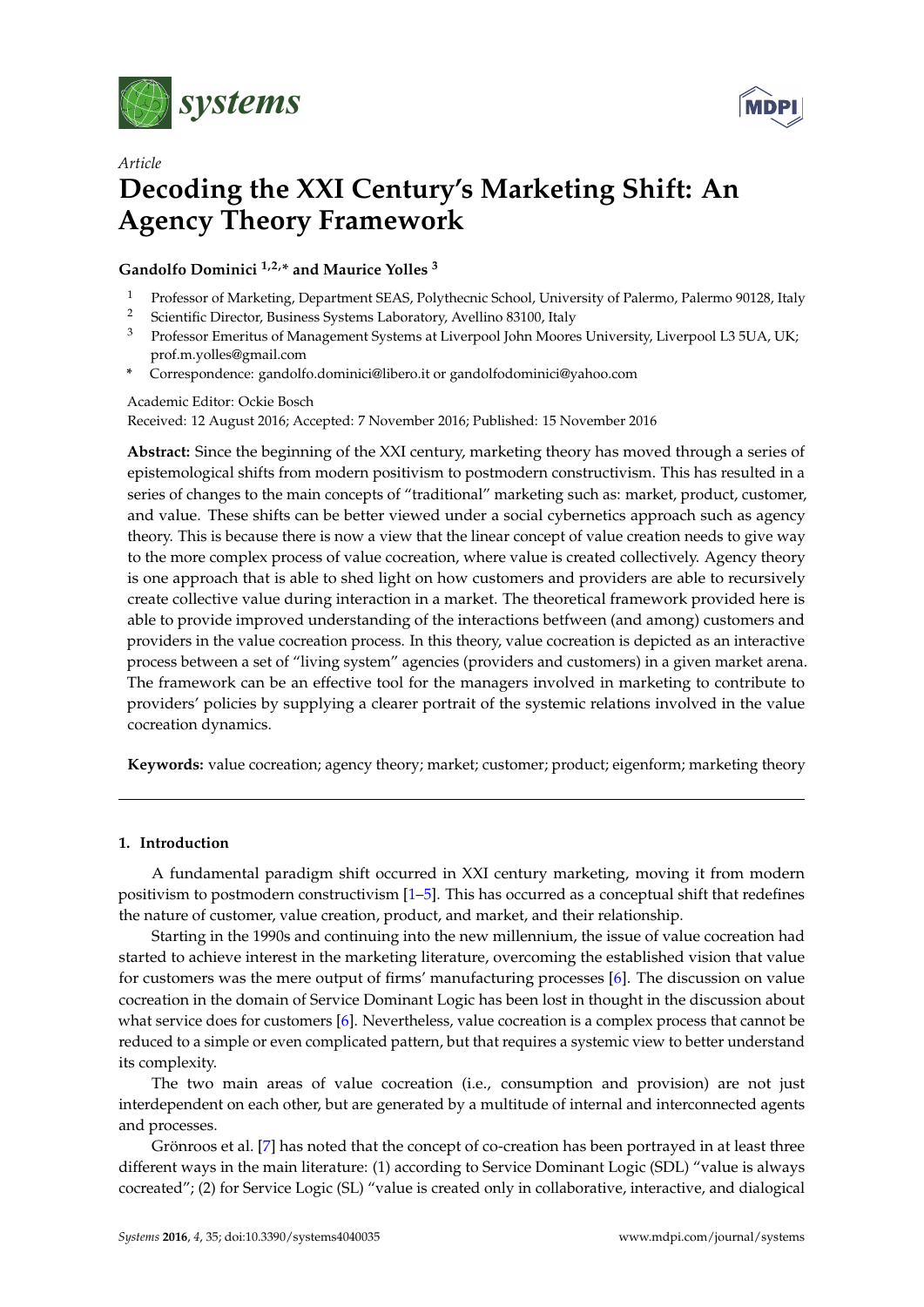*Article*

# Decoding the XXI Century's Marketing Shift: An Agency Theory Framework

**Gandolfo Dominici [1,2,*] and Maurice Yolles [3]**

1 Professor of Marketing, Department SEAS, Polythecnic School, University of Palermo, Palermo 90128, Italy
2 Scientific Director, Business Systems Laboratory, Avellino 83100, Italy
3 Professor Emeritus of Management Systems at Liverpool John Moores University, Liverpool L3 5UA, UK; prof.m.yolles@gmail.com
\* Correspondence: gandolfo.dominici@libero.it or gandolfodominici@yahoo.com

Academic Editor: Ockie Bosch
Received: 12 August 2016; Accepted: 7 November 2016; Published: 15 November 2016

**Abstract:** Since the beginning of the XXI century, marketing theory has moved through a series of epistemological shifts from modern positivism to postmodern constructivism. This has resulted in a series of changes to the main concepts of "traditional" marketing such as: market, product, customer, and value. These shifts can be better viewed under a social cybernetics approach such as agency theory. This is because there is now a view that the linear concept of value creation needs to give way to the more complex process of value cocreation, where value is created collectively. Agency theory is one approach that is able to shed light on how customers and providers are able to recursively create collective value during interaction in a market. The theoretical framework provided here is able to provide improved understanding of the interactions betfween (and among) customers and providers in the value cocreation process. In this theory, value cocreation is depicted as an interactive process between a set of "living system" agencies (providers and customers) in a given market arena. The framework can be an effective tool for the managers involved in marketing to contribute to providers' policies by supplying a clearer portrait of the systemic relations involved in the value cocreation dynamics.

**Keywords:** value cocreation; agency theory; market; customer; product; eigenform; marketing theory

## 1. Introduction

A fundamental paradigm shift occurred in XXI century marketing, moving it from modern positivism to postmodern constructivism [1–5]. This has occurred as a conceptual shift that redefines the nature of customer, value creation, product, and market, and their relationship.

Starting in the 1990s and continuing into the new millennium, the issue of value cocreation had started to achieve interest in the marketing literature, overcoming the established vision that value for customers was the mere output of firms' manufacturing processes [6]. The discussion on value cocreation in the domain of Service Dominant Logic has been lost in thought in the discussion about what service does for customers [6]. Nevertheless, value cocreation is a complex process that cannot be reduced to a simple or even complicated pattern, but that requires a systemic view to better understand its complexity.

The two main areas of value cocreation (i.e., consumption and provision) are not just interdependent on each other, but are generated by a multitude of internal and interconnected agents and processes.

Grönroos et al. [7] has noted that the concept of co-creation has been portrayed in at least three different ways in the main literature: (1) according to Service Dominant Logic (SDL) "value is always cocreated"; (2) for Service Logic (SL) "value is created only in collaborative, interactive, and dialogical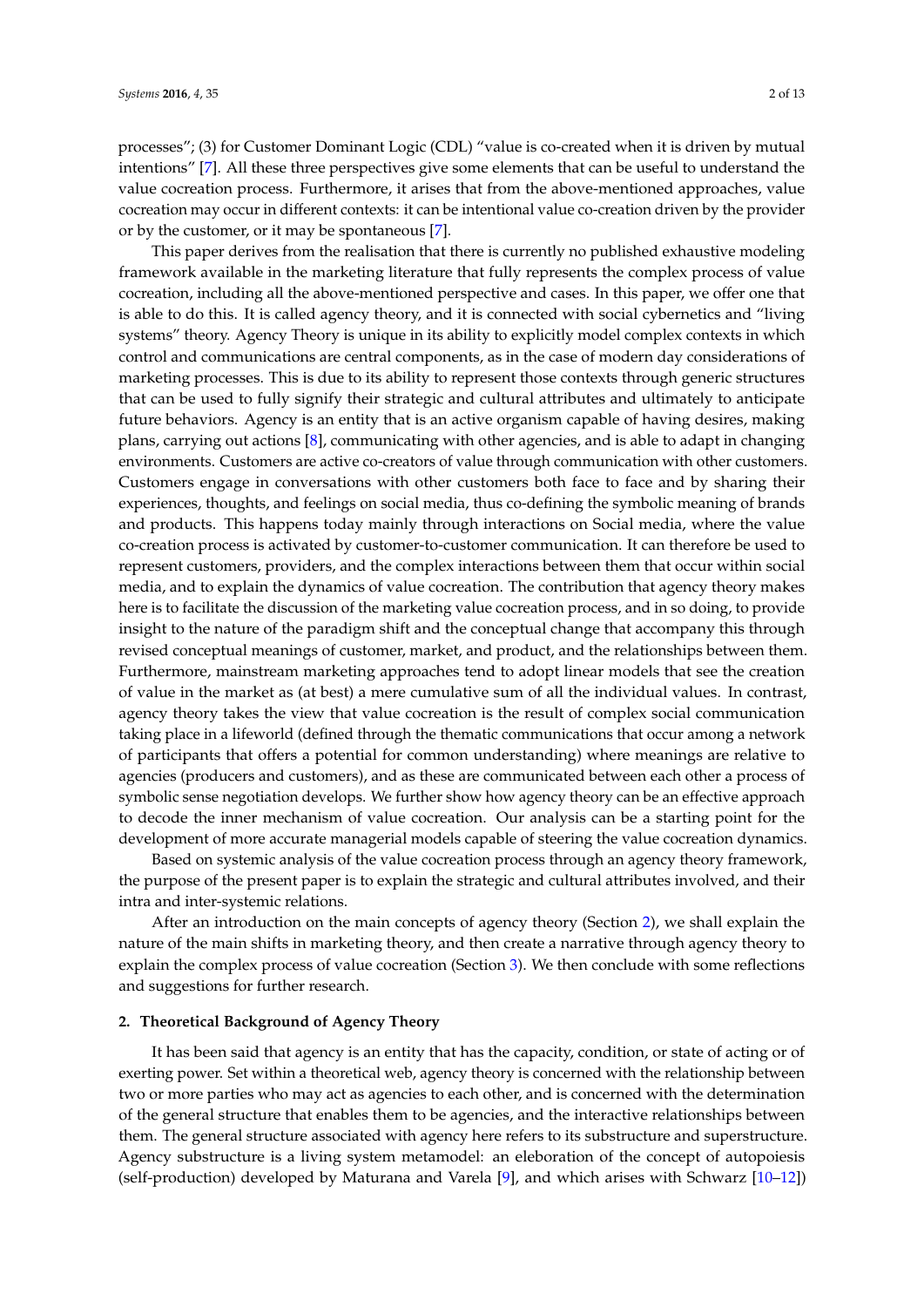processes"; (3) for Customer Dominant Logic (CDL) "value is co-created when it is driven by mutual intentions" [7]. All these three perspectives give some elements that can be useful to understand the value cocreation process. Furthermore, it arises that from the above-mentioned approaches, value cocreation may occur in different contexts: it can be intentional value co-creation driven by the provider or by the customer, or it may be spontaneous [7].

This paper derives from the realisation that there is currently no published exhaustive modeling framework available in the marketing literature that fully represents the complex process of value cocreation, including all the above-mentioned perspective and cases. In this paper, we offer one that is able to do this. It is called agency theory, and it is connected with social cybernetics and "living systems" theory. Agency Theory is unique in its ability to explicitly model complex contexts in which control and communications are central components, as in the case of modern day considerations of marketing processes. This is due to its ability to represent those contexts through generic structures that can be used to fully signify their strategic and cultural attributes and ultimately to anticipate future behaviors. Agency is an entity that is an active organism capable of having desires, making plans, carrying out actions [8], communicating with other agencies, and is able to adapt in changing environments. Customers are active co-creators of value through communication with other customers. Customers engage in conversations with other customers both face to face and by sharing their experiences, thoughts, and feelings on social media, thus co-defining the symbolic meaning of brands and products. This happens today mainly through interactions on Social media, where the value co-creation process is activated by customer-to-customer communication. It can therefore be used to represent customers, providers, and the complex interactions between them that occur within social media, and to explain the dynamics of value cocreation. The contribution that agency theory makes here is to facilitate the discussion of the marketing value cocreation process, and in so doing, to provide insight to the nature of the paradigm shift and the conceptual change that accompany this through revised conceptual meanings of customer, market, and product, and the relationships between them. Furthermore, mainstream marketing approaches tend to adopt linear models that see the creation of value in the market as (at best) a mere cumulative sum of all the individual values. In contrast, agency theory takes the view that value cocreation is the result of complex social communication taking place in a lifeworld (defined through the thematic communications that occur among a network of participants that offers a potential for common understanding) where meanings are relative to agencies (producers and customers), and as these are communicated between each other a process of symbolic sense negotiation develops. We further show how agency theory can be an effective approach to decode the inner mechanism of value cocreation. Our analysis can be a starting point for the development of more accurate managerial models capable of steering the value cocreation dynamics.

Based on systemic analysis of the value cocreation process through an agency theory framework, the purpose of the present paper is to explain the strategic and cultural attributes involved, and their intra and inter-systemic relations.

After an introduction on the main concepts of agency theory (Section 2), we shall explain the nature of the main shifts in marketing theory, and then create a narrative through agency theory to explain the complex process of value cocreation (Section 3). We then conclude with some reflections and suggestions for further research.

## 2. Theoretical Background of Agency Theory

It has been said that agency is an entity that has the capacity, condition, or state of acting or of exerting power. Set within a theoretical web, agency theory is concerned with the relationship between two or more parties who may act as agencies to each other, and is concerned with the determination of the general structure that enables them to be agencies, and the interactive relationships between them. The general structure associated with agency here refers to its substructure and superstructure. Agency substructure is a living system metamodel: an eleboration of the concept of autopoiesis (self-production) developed by Maturana and Varela [9], and which arises with Schwarz [10–12])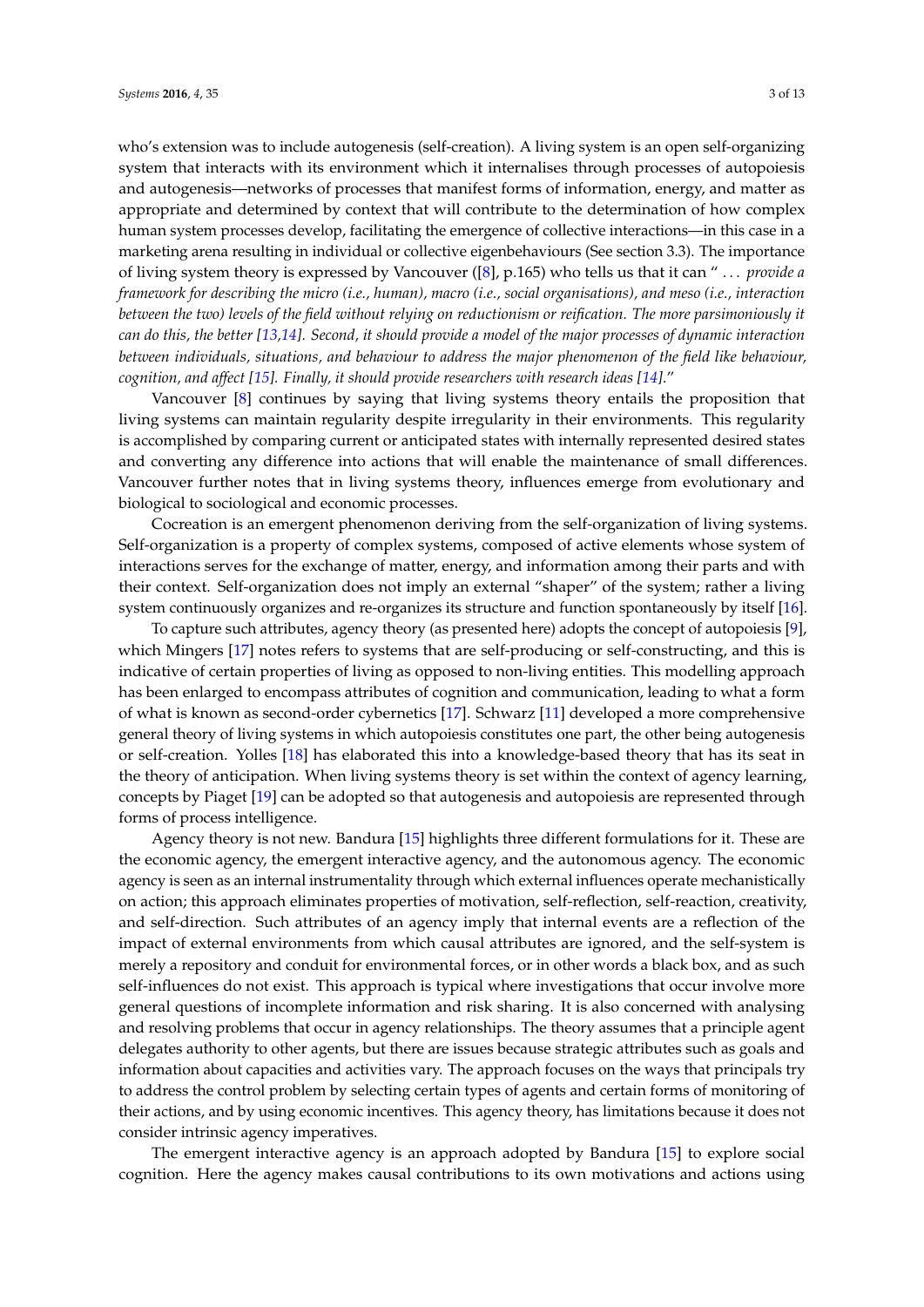who's extension was to include autogenesis (self-creation). A living system is an open self-organizing system that interacts with its environment which it internalises through processes of autopoiesis and autogenesis—networks of processes that manifest forms of information, energy, and matter as appropriate and determined by context that will contribute to the determination of how complex human system processes develop, facilitating the emergence of collective interactions—in this case in a marketing arena resulting in individual or collective eigenbehaviours (See section 3.3). The importance of living system theory is expressed by Vancouver ([8], p.165) who tells us that it can " ... *provide a framework for describing the micro (i.e., human), macro (i.e., social organisations), and meso (i.e., interaction between the two) levels of the field without relying on reductionism or reification. The more parsimoniously it can do this, the better [13,14]. Second, it should provide a model of the major processes of dynamic interaction between individuals, situations, and behaviour to address the major phenomenon of the field like behaviour, cognition, and affect [15]. Finally, it should provide researchers with research ideas [14].*"

Vancouver [8] continues by saying that living systems theory entails the proposition that living systems can maintain regularity despite irregularity in their environments. This regularity is accomplished by comparing current or anticipated states with internally represented desired states and converting any difference into actions that will enable the maintenance of small differences. Vancouver further notes that in living systems theory, influences emerge from evolutionary and biological to sociological and economic processes.

Cocreation is an emergent phenomenon deriving from the self-organization of living systems. Self-organization is a property of complex systems, composed of active elements whose system of interactions serves for the exchange of matter, energy, and information among their parts and with their context. Self-organization does not imply an external "shaper" of the system; rather a living system continuously organizes and re-organizes its structure and function spontaneously by itself [16].

To capture such attributes, agency theory (as presented here) adopts the concept of autopoiesis [9], which Mingers [17] notes refers to systems that are self-producing or self-constructing, and this is indicative of certain properties of living as opposed to non-living entities. This modelling approach has been enlarged to encompass attributes of cognition and communication, leading to what a form of what is known as second-order cybernetics [17]. Schwarz [11] developed a more comprehensive general theory of living systems in which autopoiesis constitutes one part, the other being autogenesis or self-creation. Yolles [18] has elaborated this into a knowledge-based theory that has its seat in the theory of anticipation. When living systems theory is set within the context of agency learning, concepts by Piaget [19] can be adopted so that autogenesis and autopoiesis are represented through forms of process intelligence.

Agency theory is not new. Bandura [15] highlights three different formulations for it. These are the economic agency, the emergent interactive agency, and the autonomous agency. The economic agency is seen as an internal instrumentality through which external influences operate mechanistically on action; this approach eliminates properties of motivation, self-reflection, self-reaction, creativity, and self-direction. Such attributes of an agency imply that internal events are a reflection of the impact of external environments from which causal attributes are ignored, and the self-system is merely a repository and conduit for environmental forces, or in other words a black box, and as such self-influences do not exist. This approach is typical where investigations that occur involve more general questions of incomplete information and risk sharing. It is also concerned with analysing and resolving problems that occur in agency relationships. The theory assumes that a principle agent delegates authority to other agents, but there are issues because strategic attributes such as goals and information about capacities and activities vary. The approach focuses on the ways that principals try to address the control problem by selecting certain types of agents and certain forms of monitoring of their actions, and by using economic incentives. This agency theory, has limitations because it does not consider intrinsic agency imperatives.

The emergent interactive agency is an approach adopted by Bandura [15] to explore social cognition. Here the agency makes causal contributions to its own motivations and actions using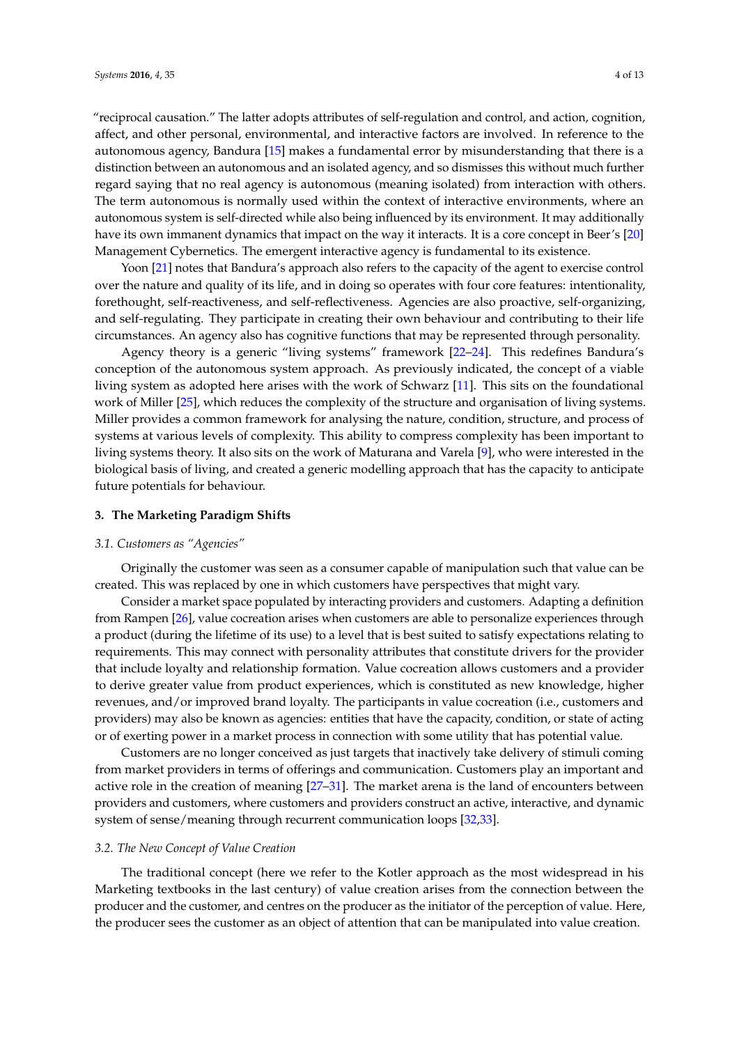"reciprocal causation." The latter adopts attributes of self-regulation and control, and action, cognition, affect, and other personal, environmental, and interactive factors are involved. In reference to the autonomous agency, Bandura [15] makes a fundamental error by misunderstanding that there is a distinction between an autonomous and an isolated agency, and so dismisses this without much further regard saying that no real agency is autonomous (meaning isolated) from interaction with others. The term autonomous is normally used within the context of interactive environments, where an autonomous system is self-directed while also being influenced by its environment. It may additionally have its own immanent dynamics that impact on the way it interacts. It is a core concept in Beer's [20] Management Cybernetics. The emergent interactive agency is fundamental to its existence.

Yoon [21] notes that Bandura's approach also refers to the capacity of the agent to exercise control over the nature and quality of its life, and in doing so operates with four core features: intentionality, forethought, self-reactiveness, and self-reflectiveness. Agencies are also proactive, self-organizing, and self-regulating. They participate in creating their own behaviour and contributing to their life circumstances. An agency also has cognitive functions that may be represented through personality.

Agency theory is a generic "living systems" framework [22–24]. This redefines Bandura's conception of the autonomous system approach. As previously indicated, the concept of a viable living system as adopted here arises with the work of Schwarz [11]. This sits on the foundational work of Miller [25], which reduces the complexity of the structure and organisation of living systems. Miller provides a common framework for analysing the nature, condition, structure, and process of systems at various levels of complexity. This ability to compress complexity has been important to living systems theory. It also sits on the work of Maturana and Varela [9], who were interested in the biological basis of living, and created a generic modelling approach that has the capacity to anticipate future potentials for behaviour.

## 3. The Marketing Paradigm Shifts

### 3.1. Customers as "Agencies"

Originally the customer was seen as a consumer capable of manipulation such that value can be created. This was replaced by one in which customers have perspectives that might vary.

Consider a market space populated by interacting providers and customers. Adapting a definition from Rampen [26], value cocreation arises when customers are able to personalize experiences through a product (during the lifetime of its use) to a level that is best suited to satisfy expectations relating to requirements. This may connect with personality attributes that constitute drivers for the provider that include loyalty and relationship formation. Value cocreation allows customers and a provider to derive greater value from product experiences, which is constituted as new knowledge, higher revenues, and/or improved brand loyalty. The participants in value cocreation (i.e., customers and providers) may also be known as agencies: entities that have the capacity, condition, or state of acting or of exerting power in a market process in connection with some utility that has potential value.

Customers are no longer conceived as just targets that inactively take delivery of stimuli coming from market providers in terms of offerings and communication. Customers play an important and active role in the creation of meaning [27–31]. The market arena is the land of encounters between providers and customers, where customers and providers construct an active, interactive, and dynamic system of sense/meaning through recurrent communication loops [32,33].

### 3.2. The New Concept of Value Creation

The traditional concept (here we refer to the Kotler approach as the most widespread in his Marketing textbooks in the last century) of value creation arises from the connection between the producer and the customer, and centres on the producer as the initiator of the perception of value. Here, the producer sees the customer as an object of attention that can be manipulated into value creation.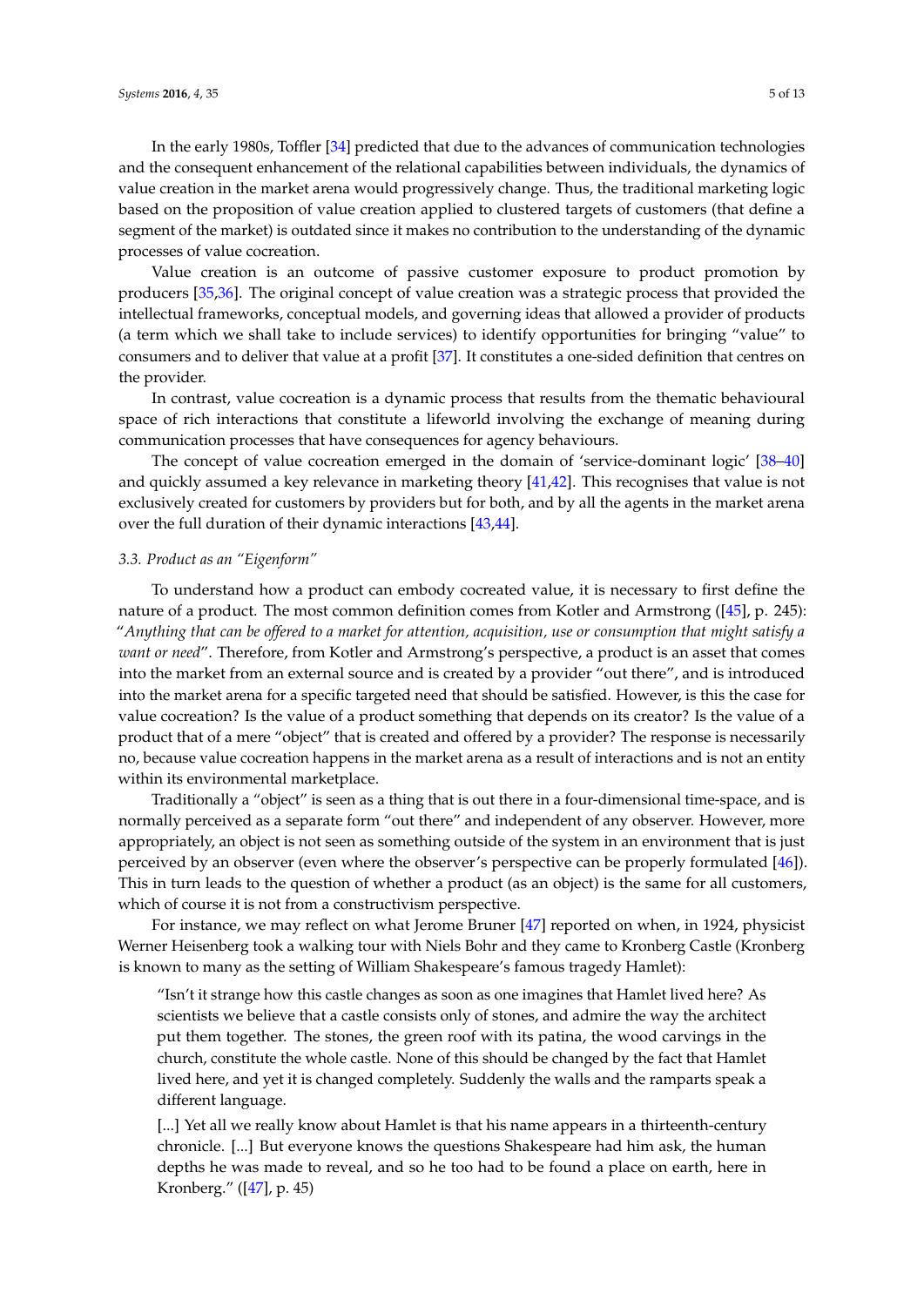In the early 1980s, Toffler [34] predicted that due to the advances of communication technologies and the consequent enhancement of the relational capabilities between individuals, the dynamics of value creation in the market arena would progressively change. Thus, the traditional marketing logic based on the proposition of value creation applied to clustered targets of customers (that define a segment of the market) is outdated since it makes no contribution to the understanding of the dynamic processes of value cocreation.

Value creation is an outcome of passive customer exposure to product promotion by producers [35,36]. The original concept of value creation was a strategic process that provided the intellectual frameworks, conceptual models, and governing ideas that allowed a provider of products (a term which we shall take to include services) to identify opportunities for bringing "value" to consumers and to deliver that value at a profit [37]. It constitutes a one-sided definition that centres on the provider.

In contrast, value cocreation is a dynamic process that results from the thematic behavioural space of rich interactions that constitute a lifeworld involving the exchange of meaning during communication processes that have consequences for agency behaviours.

The concept of value cocreation emerged in the domain of 'service-dominant logic' [38–40] and quickly assumed a key relevance in marketing theory [41,42]. This recognises that value is not exclusively created for customers by providers but for both, and by all the agents in the market arena over the full duration of their dynamic interactions [43,44].

### 3.3. Product as an "Eigenform"

To understand how a product can embody cocreated value, it is necessary to first define the nature of a product. The most common definition comes from Kotler and Armstrong ([45], p. 245): "*Anything that can be offered to a market for attention, acquisition, use or consumption that might satisfy a want or need*". Therefore, from Kotler and Armstrong's perspective, a product is an asset that comes into the market from an external source and is created by a provider "out there", and is introduced into the market arena for a specific targeted need that should be satisfied. However, is this the case for value cocreation? Is the value of a product something that depends on its creator? Is the value of a product that of a mere "object" that is created and offered by a provider? The response is necessarily no, because value cocreation happens in the market arena as a result of interactions and is not an entity within its environmental marketplace.

Traditionally a "object" is seen as a thing that is out there in a four-dimensional time-space, and is normally perceived as a separate form "out there" and independent of any observer. However, more appropriately, an object is not seen as something outside of the system in an environment that is just perceived by an observer (even where the observer's perspective can be properly formulated [46]). This in turn leads to the question of whether a product (as an object) is the same for all customers, which of course it is not from a constructivism perspective.

For instance, we may reflect on what Jerome Bruner [47] reported on when, in 1924, physicist Werner Heisenberg took a walking tour with Niels Bohr and they came to Kronberg Castle (Kronberg is known to many as the setting of William Shakespeare's famous tragedy Hamlet):

> "Isn't it strange how this castle changes as soon as one imagines that Hamlet lived here? As scientists we believe that a castle consists only of stones, and admire the way the architect put them together. The stones, the green roof with its patina, the wood carvings in the church, constitute the whole castle. None of this should be changed by the fact that Hamlet lived here, and yet it is changed completely. Suddenly the walls and the ramparts speak a different language.
>
> [...] Yet all we really know about Hamlet is that his name appears in a thirteenth-century chronicle. [...] But everyone knows the questions Shakespeare had him ask, the human depths he was made to reveal, and so he too had to be found a place on earth, here in Kronberg." ([47], p. 45)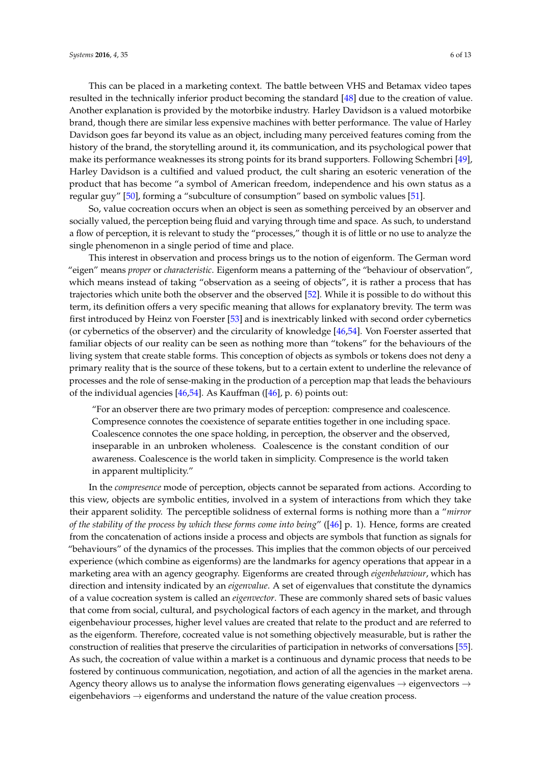This can be placed in a marketing context. The battle between VHS and Betamax video tapes resulted in the technically inferior product becoming the standard [48] due to the creation of value. Another explanation is provided by the motorbike industry. Harley Davidson is a valued motorbike brand, though there are similar less expensive machines with better performance. The value of Harley Davidson goes far beyond its value as an object, including many perceived features coming from the history of the brand, the storytelling around it, its communication, and its psychological power that make its performance weaknesses its strong points for its brand supporters. Following Schembri [49], Harley Davidson is a cultified and valued product, the cult sharing an esoteric veneration of the product that has become "a symbol of American freedom, independence and his own status as a regular guy" [50], forming a "subculture of consumption" based on symbolic values [51].

So, value cocreation occurs when an object is seen as something perceived by an observer and socially valued, the perception being fluid and varying through time and space. As such, to understand a flow of perception, it is relevant to study the "processes," though it is of little or no use to analyze the single phenomenon in a single period of time and place.

This interest in observation and process brings us to the notion of eigenform. The German word "eigen" means *proper* or *characteristic*. Eigenform means a patterning of the "behaviour of observation", which means instead of taking "observation as a seeing of objects", it is rather a process that has trajectories which unite both the observer and the observed [52]. While it is possible to do without this term, its definition offers a very specific meaning that allows for explanatory brevity. The term was first introduced by Heinz von Foerster [53] and is inextricably linked with second order cybernetics (or cybernetics of the observer) and the circularity of knowledge [46,54]. Von Foerster asserted that familiar objects of our reality can be seen as nothing more than "tokens" for the behaviours of the living system that create stable forms. This conception of objects as symbols or tokens does not deny a primary reality that is the source of these tokens, but to a certain extent to underline the relevance of processes and the role of sense-making in the production of a perception map that leads the behaviours of the individual agencies [46,54]. As Kauffman ([46], p. 6) points out:

> "For an observer there are two primary modes of perception: compresence and coalescence. Compresence connotes the coexistence of separate entities together in one including space. Coalescence connotes the one space holding, in perception, the observer and the observed, inseparable in an unbroken wholeness. Coalescence is the constant condition of our awareness. Coalescence is the world taken in simplicity. Compresence is the world taken in apparent multiplicity."

In the *compresence* mode of perception, objects cannot be separated from actions. According to this view, objects are symbolic entities, involved in a system of interactions from which they take their apparent solidity. The perceptible solidness of external forms is nothing more than a "*mirror of the stability of the process by which these forms come into being*" ([46] p. 1). Hence, forms are created from the concatenation of actions inside a process and objects are symbols that function as signals for "behaviours" of the dynamics of the processes. This implies that the common objects of our perceived experience (which combine as eigenforms) are the landmarks for agency operations that appear in a marketing area with an agency geography. Eigenforms are created through *eigenbehaviour*, which has direction and intensity indicated by an *eigenvalue*. A set of eigenvalues that constitute the dynamics of a value cocreation system is called an *eigenvector*. These are commonly shared sets of basic values that come from social, cultural, and psychological factors of each agency in the market, and through eigenbehaviour processes, higher level values are created that relate to the product and are referred to as the eigenform. Therefore, cocreated value is not something objectively measurable, but is rather the construction of realities that preserve the circularities of participation in networks of conversations [55]. As such, the cocreation of value within a market is a continuous and dynamic process that needs to be fostered by continuous communication, negotiation, and action of all the agencies in the market arena. Agency theory allows us to analyse the information flows generating eigenvalues → eigenvectors → eigenbehaviors → eigenforms and understand the nature of the value creation process.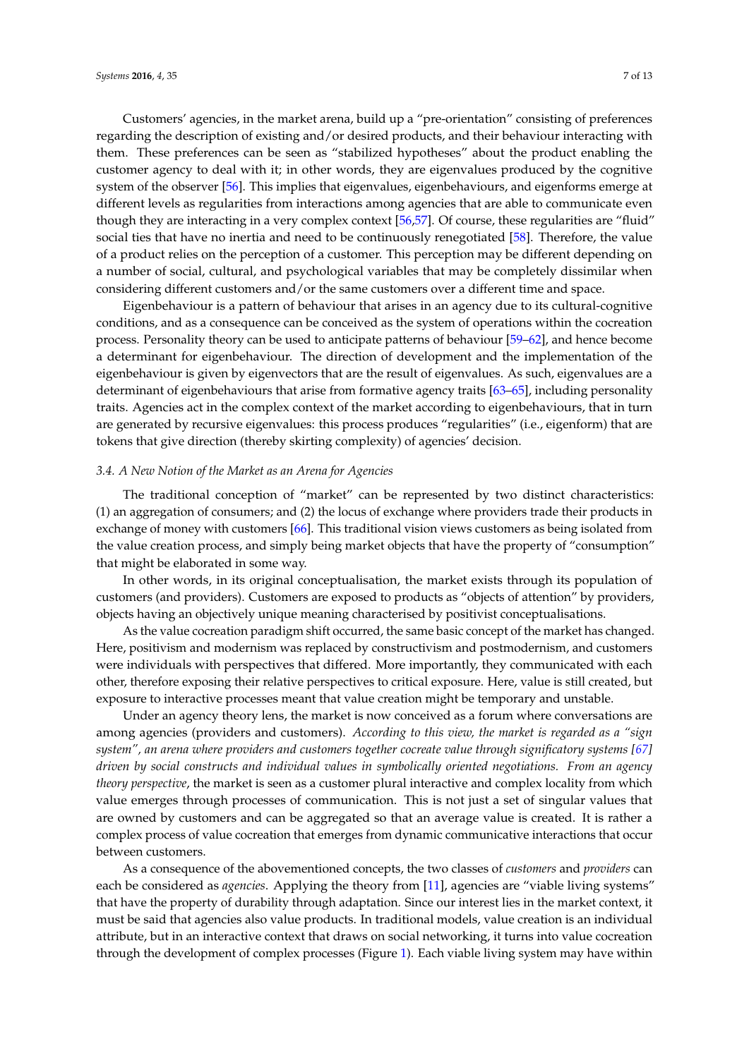Customers' agencies, in the market arena, build up a "pre-orientation" consisting of preferences regarding the description of existing and/or desired products, and their behaviour interacting with them. These preferences can be seen as "stabilized hypotheses" about the product enabling the customer agency to deal with it; in other words, they are eigenvalues produced by the cognitive system of the observer [56]. This implies that eigenvalues, eigenbehaviours, and eigenforms emerge at different levels as regularities from interactions among agencies that are able to communicate even though they are interacting in a very complex context [56,57]. Of course, these regularities are "fluid" social ties that have no inertia and need to be continuously renegotiated [58]. Therefore, the value of a product relies on the perception of a customer. This perception may be different depending on a number of social, cultural, and psychological variables that may be completely dissimilar when considering different customers and/or the same customers over a different time and space.

Eigenbehaviour is a pattern of behaviour that arises in an agency due to its cultural-cognitive conditions, and as a consequence can be conceived as the system of operations within the cocreation process. Personality theory can be used to anticipate patterns of behaviour [59–62], and hence become a determinant for eigenbehaviour. The direction of development and the implementation of the eigenbehaviour is given by eigenvectors that are the result of eigenvalues. As such, eigenvalues are a determinant of eigenbehaviours that arise from formative agency traits [63–65], including personality traits. Agencies act in the complex context of the market according to eigenbehaviours, that in turn are generated by recursive eigenvalues: this process produces "regularities" (i.e., eigenform) that are tokens that give direction (thereby skirting complexity) of agencies' decision.

### *3.4. A New Notion of the Market as an Arena for Agencies*

The traditional conception of "market" can be represented by two distinct characteristics: (1) an aggregation of consumers; and (2) the locus of exchange where providers trade their products in exchange of money with customers [66]. This traditional vision views customers as being isolated from the value creation process, and simply being market objects that have the property of "consumption" that might be elaborated in some way.

In other words, in its original conceptualisation, the market exists through its population of customers (and providers). Customers are exposed to products as "objects of attention" by providers, objects having an objectively unique meaning characterised by positivist conceptualisations.

As the value cocreation paradigm shift occurred, the same basic concept of the market has changed. Here, positivism and modernism was replaced by constructivism and postmodernism, and customers were individuals with perspectives that differed. More importantly, they communicated with each other, therefore exposing their relative perspectives to critical exposure. Here, value is still created, but exposure to interactive processes meant that value creation might be temporary and unstable.

Under an agency theory lens, the market is now conceived as a forum where conversations are among agencies (providers and customers). *According to this view, the market is regarded as a "sign system", an arena where providers and customers together cocreate value through significatory systems [67] driven by social constructs and individual values in symbolically oriented negotiations. From an agency theory perspective*, the market is seen as a customer plural interactive and complex locality from which value emerges through processes of communication. This is not just a set of singular values that are owned by customers and can be aggregated so that an average value is created. It is rather a complex process of value cocreation that emerges from dynamic communicative interactions that occur between customers.

As a consequence of the abovementioned concepts, the two classes of *customers* and *providers* can each be considered as *agencies*. Applying the theory from [11], agencies are "viable living systems" that have the property of durability through adaptation. Since our interest lies in the market context, it must be said that agencies also value products. In traditional models, value creation is an individual attribute, but in an interactive context that draws on social networking, it turns into value cocreation through the development of complex processes (Figure 1). Each viable living system may have within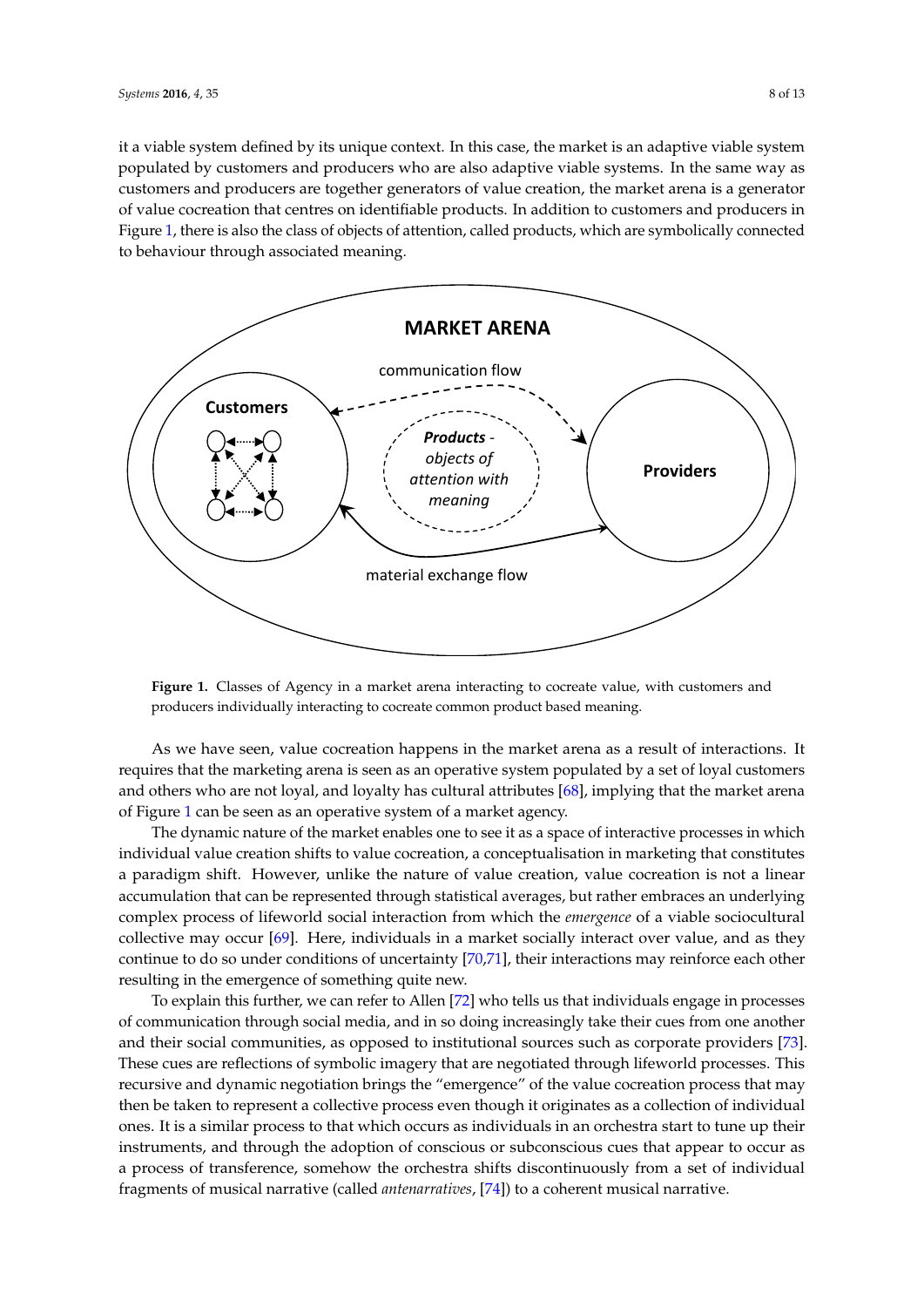it a viable system defined by its unique context. In this case, the market is an adaptive viable system populated by customers and producers who are also adaptive viable systems. In the same way as customers and producers are together generators of value creation, the market arena is a generator of value cocreation that centres on identifiable products. In addition to customers and producers in Figure 1, there is also the class of objects of attention, called products, which are symbolically connected to behaviour through associated meaning.

**Figure 1.** Classes of Agency in a market arena interacting to cocreate value, with customers and producers individually interacting to cocreate common product based meaning.

As we have seen, value cocreation happens in the market arena as a result of interactions. It requires that the marketing arena is seen as an operative system populated by a set of loyal customers and others who are not loyal, and loyalty has cultural attributes [68], implying that the market arena of Figure 1 can be seen as an operative system of a market agency.

The dynamic nature of the market enables one to see it as a space of interactive processes in which individual value creation shifts to value cocreation, a conceptualisation in marketing that constitutes a paradigm shift. However, unlike the nature of value creation, value cocreation is not a linear accumulation that can be represented through statistical averages, but rather embraces an underlying complex process of lifeworld social interaction from which the *emergence* of a viable sociocultural collective may occur [69]. Here, individuals in a market socially interact over value, and as they continue to do so under conditions of uncertainty [70,71], their interactions may reinforce each other resulting in the emergence of something quite new.

To explain this further, we can refer to Allen [72] who tells us that individuals engage in processes of communication through social media, and in so doing increasingly take their cues from one another and their social communities, as opposed to institutional sources such as corporate providers [73]. These cues are reflections of symbolic imagery that are negotiated through lifeworld processes. This recursive and dynamic negotiation brings the "emergence" of the value cocreation process that may then be taken to represent a collective process even though it originates as a collection of individual ones. It is a similar process to that which occurs as individuals in an orchestra start to tune up their instruments, and through the adoption of conscious or subconscious cues that appear to occur as a process of transference, somehow the orchestra shifts discontinuously from a set of individual fragments of musical narrative (called *antenarratives*, [74]) to a coherent musical narrative.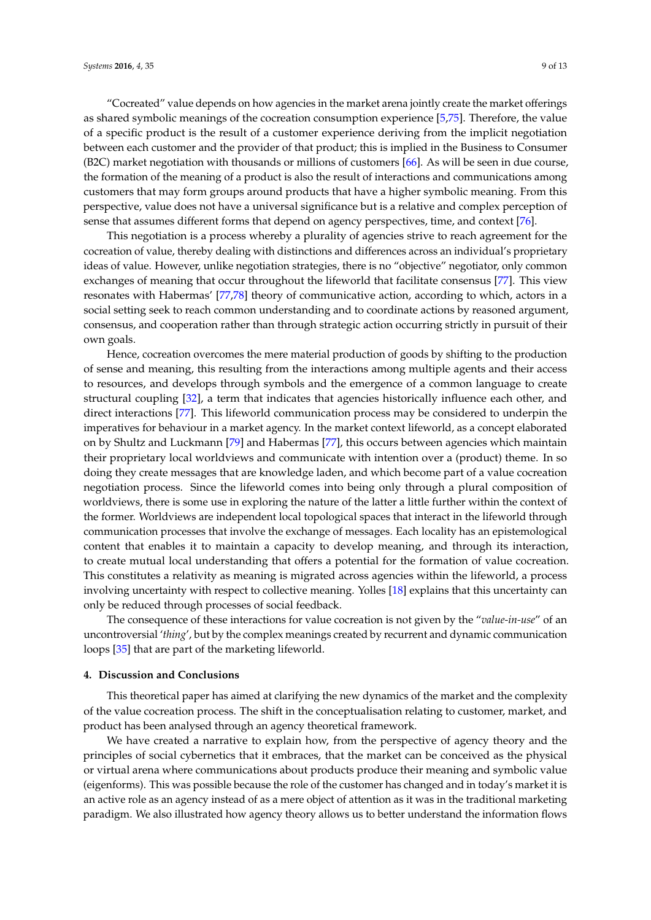"Cocreated" value depends on how agencies in the market arena jointly create the market offerings as shared symbolic meanings of the cocreation consumption experience [5,75]. Therefore, the value of a specific product is the result of a customer experience deriving from the implicit negotiation between each customer and the provider of that product; this is implied in the Business to Consumer (B2C) market negotiation with thousands or millions of customers [66]. As will be seen in due course, the formation of the meaning of a product is also the result of interactions and communications among customers that may form groups around products that have a higher symbolic meaning. From this perspective, value does not have a universal significance but is a relative and complex perception of sense that assumes different forms that depend on agency perspectives, time, and context [76].

This negotiation is a process whereby a plurality of agencies strive to reach agreement for the cocreation of value, thereby dealing with distinctions and differences across an individual's proprietary ideas of value. However, unlike negotiation strategies, there is no "objective" negotiator, only common exchanges of meaning that occur throughout the lifeworld that facilitate consensus [77]. This view resonates with Habermas' [77,78] theory of communicative action, according to which, actors in a social setting seek to reach common understanding and to coordinate actions by reasoned argument, consensus, and cooperation rather than through strategic action occurring strictly in pursuit of their own goals.

Hence, cocreation overcomes the mere material production of goods by shifting to the production of sense and meaning, this resulting from the interactions among multiple agents and their access to resources, and develops through symbols and the emergence of a common language to create structural coupling [32], a term that indicates that agencies historically influence each other, and direct interactions [77]. This lifeworld communication process may be considered to underpin the imperatives for behaviour in a market agency. In the market context lifeworld, as a concept elaborated on by Shultz and Luckmann [79] and Habermas [77], this occurs between agencies which maintain their proprietary local worldviews and communicate with intention over a (product) theme. In so doing they create messages that are knowledge laden, and which become part of a value cocreation negotiation process. Since the lifeworld comes into being only through a plural composition of worldviews, there is some use in exploring the nature of the latter a little further within the context of the former. Worldviews are independent local topological spaces that interact in the lifeworld through communication processes that involve the exchange of messages. Each locality has an epistemological content that enables it to maintain a capacity to develop meaning, and through its interaction, to create mutual local understanding that offers a potential for the formation of value cocreation. This constitutes a relativity as meaning is migrated across agencies within the lifeworld, a process involving uncertainty with respect to collective meaning. Yolles [18] explains that this uncertainty can only be reduced through processes of social feedback.

The consequence of these interactions for value cocreation is not given by the "*value-in-use*" of an uncontroversial '*thing*', but by the complex meanings created by recurrent and dynamic communication loops [35] that are part of the marketing lifeworld.

## 4. Discussion and Conclusions

This theoretical paper has aimed at clarifying the new dynamics of the market and the complexity of the value cocreation process. The shift in the conceptualisation relating to customer, market, and product has been analysed through an agency theoretical framework.

We have created a narrative to explain how, from the perspective of agency theory and the principles of social cybernetics that it embraces, that the market can be conceived as the physical or virtual arena where communications about products produce their meaning and symbolic value (eigenforms). This was possible because the role of the customer has changed and in today's market it is an active role as an agency instead of as a mere object of attention as it was in the traditional marketing paradigm. We also illustrated how agency theory allows us to better understand the information flows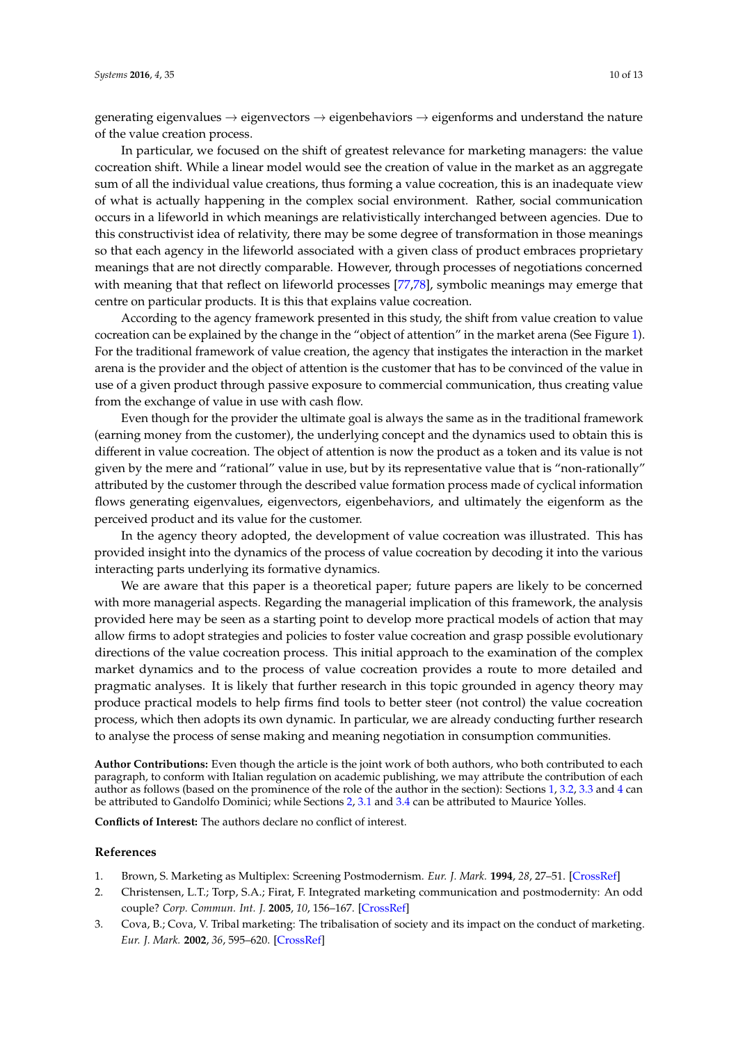generating eigenvalues → eigenvectors → eigenbehaviors → eigenforms and understand the nature of the value creation process.

In particular, we focused on the shift of greatest relevance for marketing managers: the value cocreation shift. While a linear model would see the creation of value in the market as an aggregate sum of all the individual value creations, thus forming a value cocreation, this is an inadequate view of what is actually happening in the complex social environment. Rather, social communication occurs in a lifeworld in which meanings are relativistically interchanged between agencies. Due to this constructivist idea of relativity, there may be some degree of transformation in those meanings so that each agency in the lifeworld associated with a given class of product embraces proprietary meanings that are not directly comparable. However, through processes of negotiations concerned with meaning that that reflect on lifeworld processes [77,78], symbolic meanings may emerge that centre on particular products. It is this that explains value cocreation.

According to the agency framework presented in this study, the shift from value creation to value cocreation can be explained by the change in the "object of attention" in the market arena (See Figure 1). For the traditional framework of value creation, the agency that instigates the interaction in the market arena is the provider and the object of attention is the customer that has to be convinced of the value in use of a given product through passive exposure to commercial communication, thus creating value from the exchange of value in use with cash flow.

Even though for the provider the ultimate goal is always the same as in the traditional framework (earning money from the customer), the underlying concept and the dynamics used to obtain this is different in value cocreation. The object of attention is now the product as a token and its value is not given by the mere and "rational" value in use, but by its representative value that is "non-rationally" attributed by the customer through the described value formation process made of cyclical information flows generating eigenvalues, eigenvectors, eigenbehaviors, and ultimately the eigenform as the perceived product and its value for the customer.

In the agency theory adopted, the development of value cocreation was illustrated. This has provided insight into the dynamics of the process of value cocreation by decoding it into the various interacting parts underlying its formative dynamics.

We are aware that this paper is a theoretical paper; future papers are likely to be concerned with more managerial aspects. Regarding the managerial implication of this framework, the analysis provided here may be seen as a starting point to develop more practical models of action that may allow firms to adopt strategies and policies to foster value cocreation and grasp possible evolutionary directions of the value cocreation process. This initial approach to the examination of the complex market dynamics and to the process of value cocreation provides a route to more detailed and pragmatic analyses. It is likely that further research in this topic grounded in agency theory may produce practical models to help firms find tools to better steer (not control) the value cocreation process, which then adopts its own dynamic. In particular, we are already conducting further research to analyse the process of sense making and meaning negotiation in consumption communities.

**Author Contributions:** Even though the article is the joint work of both authors, who both contributed to each paragraph, to conform with Italian regulation on academic publishing, we may attribute the contribution of each author as follows (based on the prominence of the role of the author in the section): Sections 1, 3.2, 3.3 and 4 can be attributed to Gandolfo Dominici; while Sections 2, 3.1 and 3.4 can be attributed to Maurice Yolles.

**Conflicts of Interest:** The authors declare no conflict of interest.

## References

1. Brown, S. Marketing as Multiplex: Screening Postmodernism. *Eur. J. Mark.* **1994**, *28*, 27–51. [CrossRef]
2. Christensen, L.T.; Torp, S.A.; Firat, F. Integrated marketing communication and postmodernity: An odd couple? *Corp. Commun. Int. J.* **2005**, *10*, 156–167. [CrossRef]
3. Cova, B.; Cova, V. Tribal marketing: The tribalisation of society and its impact on the conduct of marketing. *Eur. J. Mark.* **2002**, *36*, 595–620. [CrossRef]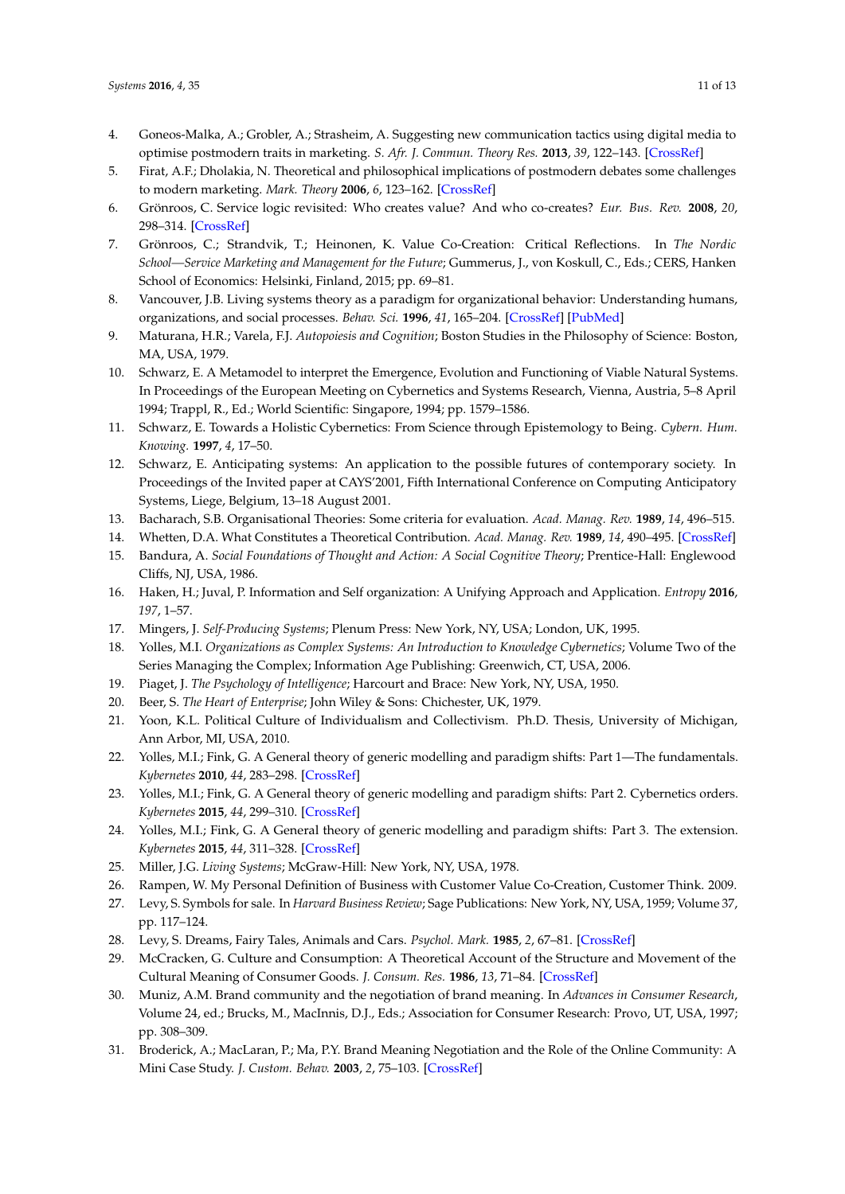4. Goneos-Malka, A.; Grobler, A.; Strasheim, A. Suggesting new communication tactics using digital media to optimise postmodern traits in marketing. *S. Afr. J. Commun. Theory Res.* **2013**, *39*, 122–143. [CrossRef]
5. Firat, A.F.; Dholakia, N. Theoretical and philosophical implications of postmodern debates some challenges to modern marketing. *Mark. Theory* **2006**, *6*, 123–162. [CrossRef]
6. Grönroos, C. Service logic revisited: Who creates value? And who co-creates? *Eur. Bus. Rev.* **2008**, *20*, 298–314. [CrossRef]
7. Grönroos, C.; Strandvik, T.; Heinonen, K. Value Co-Creation: Critical Reflections. In *The Nordic School—Service Marketing and Management for the Future*; Gummerus, J., von Koskull, C., Eds.; CERS, Hanken School of Economics: Helsinki, Finland, 2015; pp. 69–81.
8. Vancouver, J.B. Living systems theory as a paradigm for organizational behavior: Understanding humans, organizations, and social processes. *Behav. Sci.* **1996**, *41*, 165–204. [CrossRef] [PubMed]
9. Maturana, H.R.; Varela, F.J. *Autopoiesis and Cognition*; Boston Studies in the Philosophy of Science: Boston, MA, USA, 1979.
10. Schwarz, E. A Metamodel to interpret the Emergence, Evolution and Functioning of Viable Natural Systems. In Proceedings of the European Meeting on Cybernetics and Systems Research, Vienna, Austria, 5–8 April 1994; Trappl, R., Ed.; World Scientific: Singapore, 1994; pp. 1579–1586.
11. Schwarz, E. Towards a Holistic Cybernetics: From Science through Epistemology to Being. *Cybern. Hum. Knowing.* **1997**, *4*, 17–50.
12. Schwarz, E. Anticipating systems: An application to the possible futures of contemporary society. In Proceedings of the Invited paper at CAYS'2001, Fifth International Conference on Computing Anticipatory Systems, Liege, Belgium, 13–18 August 2001.
13. Bacharach, S.B. Organisational Theories: Some criteria for evaluation. *Acad. Manag. Rev.* **1989**, *14*, 496–515.
14. Whetten, D.A. What Constitutes a Theoretical Contribution. *Acad. Manag. Rev.* **1989**, *14*, 490–495. [CrossRef]
15. Bandura, A. *Social Foundations of Thought and Action: A Social Cognitive Theory*; Prentice-Hall: Englewood Cliffs, NJ, USA, 1986.
16. Haken, H.; Juval, P. Information and Self organization: A Unifying Approach and Application. *Entropy* **2016**, *197*, 1–57.
17. Mingers, J. *Self-Producing Systems*; Plenum Press: New York, NY, USA; London, UK, 1995.
18. Yolles, M.I. *Organizations as Complex Systems: An Introduction to Knowledge Cybernetics*; Volume Two of the Series Managing the Complex; Information Age Publishing: Greenwich, CT, USA, 2006.
19. Piaget, J. *The Psychology of Intelligence*; Harcourt and Brace: New York, NY, USA, 1950.
20. Beer, S. *The Heart of Enterprise*; John Wiley & Sons: Chichester, UK, 1979.
21. Yoon, K.L. Political Culture of Individualism and Collectivism. Ph.D. Thesis, University of Michigan, Ann Arbor, MI, USA, 2010.
22. Yolles, M.I.; Fink, G. A General theory of generic modelling and paradigm shifts: Part 1—The fundamentals. *Kybernetes* **2010**, *44*, 283–298. [CrossRef]
23. Yolles, M.I.; Fink, G. A General theory of generic modelling and paradigm shifts: Part 2. Cybernetics orders. *Kybernetes* **2015**, *44*, 299–310. [CrossRef]
24. Yolles, M.I.; Fink, G. A General theory of generic modelling and paradigm shifts: Part 3. The extension. *Kybernetes* **2015**, *44*, 311–328. [CrossRef]
25. Miller, J.G. *Living Systems*; McGraw-Hill: New York, NY, USA, 1978.
26. Rampen, W. My Personal Definition of Business with Customer Value Co-Creation, Customer Think. 2009.
27. Levy, S. Symbols for sale. In *Harvard Business Review*; Sage Publications: New York, NY, USA, 1959; Volume 37, pp. 117–124.
28. Levy, S. Dreams, Fairy Tales, Animals and Cars. *Psychol. Mark.* **1985**, *2*, 67–81. [CrossRef]
29. McCracken, G. Culture and Consumption: A Theoretical Account of the Structure and Movement of the Cultural Meaning of Consumer Goods. *J. Consum. Res.* **1986**, *13*, 71–84. [CrossRef]
30. Muniz, A.M. Brand community and the negotiation of brand meaning. In *Advances in Consumer Research*, Volume 24, ed.; Brucks, M., MacInnis, D.J., Eds.; Association for Consumer Research: Provo, UT, USA, 1997; pp. 308–309.
31. Broderick, A.; MacLaran, P.; Ma, P.Y. Brand Meaning Negotiation and the Role of the Online Community: A Mini Case Study. *J. Custom. Behav.* **2003**, *2*, 75–103. [CrossRef]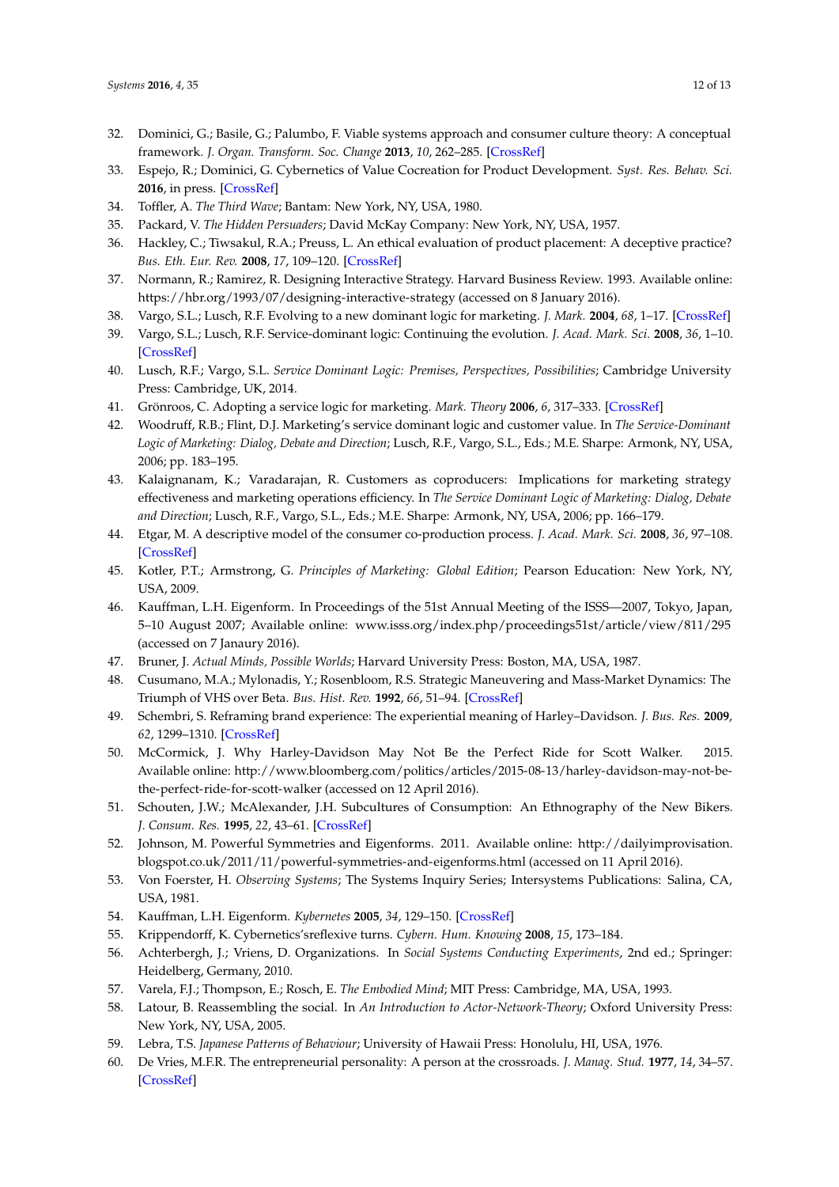32. Dominici, G.; Basile, G.; Palumbo, F. Viable systems approach and consumer culture theory: A conceptual framework. *J. Organ. Transform. Soc. Change* **2013**, *10*, 262–285. [CrossRef]
33. Espejo, R.; Dominici, G. Cybernetics of Value Cocreation for Product Development. *Syst. Res. Behav. Sci.* **2016**, in press. [CrossRef]
34. Toffler, A. *The Third Wave*; Bantam: New York, NY, USA, 1980.
35. Packard, V. *The Hidden Persuaders*; David McKay Company: New York, NY, USA, 1957.
36. Hackley, C.; Tiwsakul, R.A.; Preuss, L. An ethical evaluation of product placement: A deceptive practice? *Bus. Eth. Eur. Rev.* **2008**, *17*, 109–120. [CrossRef]
37. Normann, R.; Ramirez, R. Designing Interactive Strategy. Harvard Business Review. 1993. Available online: https://hbr.org/1993/07/designing-interactive-strategy (accessed on 8 January 2016).
38. Vargo, S.L.; Lusch, R.F. Evolving to a new dominant logic for marketing. *J. Mark.* **2004**, *68*, 1–17. [CrossRef]
39. Vargo, S.L.; Lusch, R.F. Service-dominant logic: Continuing the evolution. *J. Acad. Mark. Sci.* **2008**, *36*, 1–10. [CrossRef]
40. Lusch, R.F.; Vargo, S.L. *Service Dominant Logic: Premises, Perspectives, Possibilities*; Cambridge University Press: Cambridge, UK, 2014.
41. Grönroos, C. Adopting a service logic for marketing. *Mark. Theory* **2006**, *6*, 317–333. [CrossRef]
42. Woodruff, R.B.; Flint, D.J. Marketing's service dominant logic and customer value. In *The Service-Dominant Logic of Marketing: Dialog, Debate and Direction*; Lusch, R.F., Vargo, S.L., Eds.; M.E. Sharpe: Armonk, NY, USA, 2006; pp. 183–195.
43. Kalaignanam, K.; Varadarajan, R. Customers as coproducers: Implications for marketing strategy effectiveness and marketing operations efficiency. In *The Service Dominant Logic of Marketing: Dialog, Debate and Direction*; Lusch, R.F., Vargo, S.L., Eds.; M.E. Sharpe: Armonk, NY, USA, 2006; pp. 166–179.
44. Etgar, M. A descriptive model of the consumer co-production process. *J. Acad. Mark. Sci.* **2008**, *36*, 97–108. [CrossRef]
45. Kotler, P.T.; Armstrong, G. *Principles of Marketing: Global Edition*; Pearson Education: New York, NY, USA, 2009.
46. Kauffman, L.H. Eigenform. In Proceedings of the 51st Annual Meeting of the ISSS—2007, Tokyo, Japan, 5–10 August 2007; Available online: www.isss.org/index.php/proceedings51st/article/view/811/295 (accessed on 7 Janaury 2016).
47. Bruner, J. *Actual Minds, Possible Worlds*; Harvard University Press: Boston, MA, USA, 1987.
48. Cusumano, M.A.; Mylonadis, Y.; Rosenbloom, R.S. Strategic Maneuvering and Mass-Market Dynamics: The Triumph of VHS over Beta. *Bus. Hist. Rev.* **1992**, *66*, 51–94. [CrossRef]
49. Schembri, S. Reframing brand experience: The experiential meaning of Harley–Davidson. *J. Bus. Res.* **2009**, *62*, 1299–1310. [CrossRef]
50. McCormick, J. Why Harley-Davidson May Not Be the Perfect Ride for Scott Walker. 2015. Available online: http://www.bloomberg.com/politics/articles/2015-08-13/harley-davidson-may-not-be-the-perfect-ride-for-scott-walker (accessed on 12 April 2016).
51. Schouten, J.W.; McAlexander, J.H. Subcultures of Consumption: An Ethnography of the New Bikers. *J. Consum. Res.* **1995**, *22*, 43–61. [CrossRef]
52. Johnson, M. Powerful Symmetries and Eigenforms. 2011. Available online: http://dailyimprovisation.blogspot.co.uk/2011/11/powerful-symmetries-and-eigenforms.html (accessed on 11 April 2016).
53. Von Foerster, H. *Observing Systems*; The Systems Inquiry Series; Intersystems Publications: Salina, CA, USA, 1981.
54. Kauffman, L.H. Eigenform. *Kybernetes* **2005**, *34*, 129–150. [CrossRef]
55. Krippendorff, K. Cybernetics'sreflexive turns. *Cybern. Hum. Knowing* **2008**, *15*, 173–184.
56. Achterbergh, J.; Vriens, D. Organizations. In *Social Systems Conducting Experiments*, 2nd ed.; Springer: Heidelberg, Germany, 2010.
57. Varela, F.J.; Thompson, E.; Rosch, E. *The Embodied Mind*; MIT Press: Cambridge, MA, USA, 1993.
58. Latour, B. Reassembling the social. In *An Introduction to Actor-Network-Theory*; Oxford University Press: New York, NY, USA, 2005.
59. Lebra, T.S. *Japanese Patterns of Behaviour*; University of Hawaii Press: Honolulu, HI, USA, 1976.
60. De Vries, M.F.R. The entrepreneurial personality: A person at the crossroads. *J. Manag. Stud.* **1977**, *14*, 34–57. [CrossRef]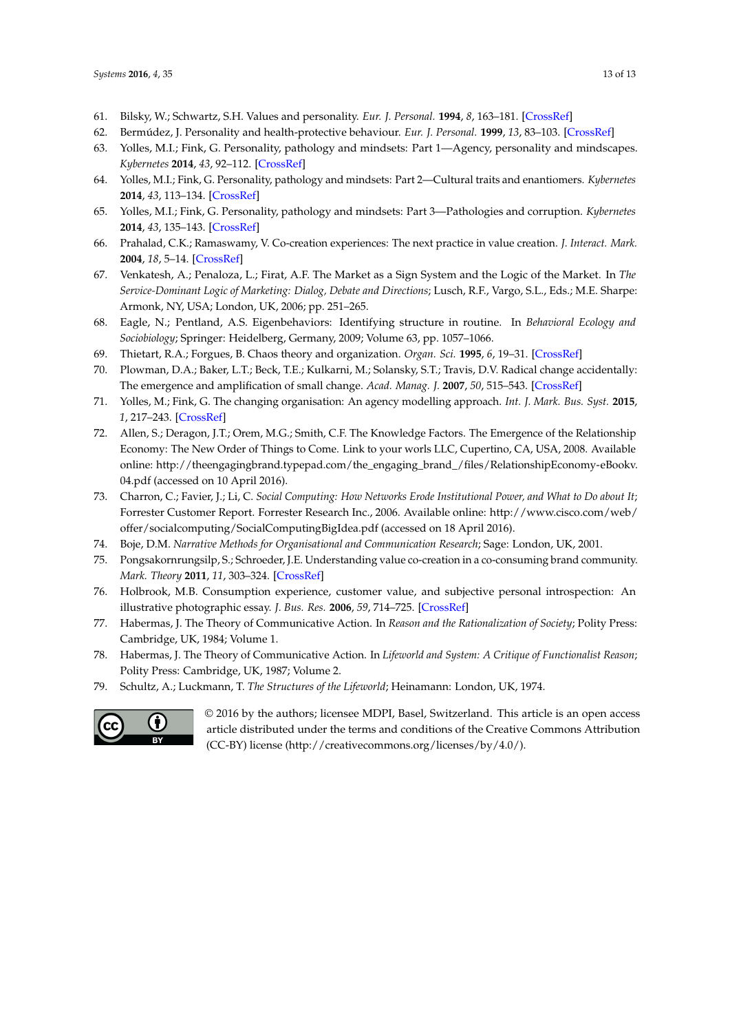61. Bilsky, W.; Schwartz, S.H. Values and personality. *Eur. J. Personal.* **1994**, *8*, 163–181. [CrossRef]
62. Bermúdez, J. Personality and health-protective behaviour. *Eur. J. Personal.* **1999**, *13*, 83–103. [CrossRef]
63. Yolles, M.I.; Fink, G. Personality, pathology and mindsets: Part 1—Agency, personality and mindscapes. *Kybernetes* **2014**, *43*, 92–112. [CrossRef]
64. Yolles, M.I.; Fink, G. Personality, pathology and mindsets: Part 2—Cultural traits and enantiomers. *Kybernetes* **2014**, *43*, 113–134. [CrossRef]
65. Yolles, M.I.; Fink, G. Personality, pathology and mindsets: Part 3—Pathologies and corruption. *Kybernetes* **2014**, *43*, 135–143. [CrossRef]
66. Prahalad, C.K.; Ramaswamy, V. Co-creation experiences: The next practice in value creation. *J. Interact. Mark.* **2004**, *18*, 5–14. [CrossRef]
67. Venkatesh, A.; Penaloza, L.; Firat, A.F. The Market as a Sign System and the Logic of the Market. In *The Service-Dominant Logic of Marketing: Dialog, Debate and Directions*; Lusch, R.F., Vargo, S.L., Eds.; M.E. Sharpe: Armonk, NY, USA; London, UK, 2006; pp. 251–265.
68. Eagle, N.; Pentland, A.S. Eigenbehaviors: Identifying structure in routine. In *Behavioral Ecology and Sociobiology*; Springer: Heidelberg, Germany, 2009; Volume 63, pp. 1057–1066.
69. Thietart, R.A.; Forgues, B. Chaos theory and organization. *Organ. Sci.* **1995**, *6*, 19–31. [CrossRef]
70. Plowman, D.A.; Baker, L.T.; Beck, T.E.; Kulkarni, M.; Solansky, S.T.; Travis, D.V. Radical change accidentally: The emergence and amplification of small change. *Acad. Manag. J.* **2007**, *50*, 515–543. [CrossRef]
71. Yolles, M.; Fink, G. The changing organisation: An agency modelling approach. *Int. J. Mark. Bus. Syst.* **2015**, *1*, 217–243. [CrossRef]
72. Allen, S.; Deragon, J.T.; Orem, M.G.; Smith, C.F. The Knowledge Factors. The Emergence of the Relationship Economy: The New Order of Things to Come. Link to your worls LLC, Cupertino, CA, USA, 2008. Available online: http://theengagingbrand.typepad.com/the_engaging_brand_/files/RelationshipEconomy-eBookv.04.pdf (accessed on 10 April 2016).
73. Charron, C.; Favier, J.; Li, C. *Social Computing: How Networks Erode Institutional Power, and What to Do about It*; Forrester Customer Report. Forrester Research Inc., 2006. Available online: http://www.cisco.com/web/offer/socialcomputing/SocialComputingBigIdea.pdf (accessed on 18 April 2016).
74. Boje, D.M. *Narrative Methods for Organisational and Communication Research*; Sage: London, UK, 2001.
75. Pongsakornrungsilp, S.; Schroeder, J.E. Understanding value co-creation in a co-consuming brand community. *Mark. Theory* **2011**, *11*, 303–324. [CrossRef]
76. Holbrook, M.B. Consumption experience, customer value, and subjective personal introspection: An illustrative photographic essay. *J. Bus. Res.* **2006**, *59*, 714–725. [CrossRef]
77. Habermas, J. The Theory of Communicative Action. In *Reason and the Rationalization of Society*; Polity Press: Cambridge, UK, 1984; Volume 1.
78. Habermas, J. The Theory of Communicative Action. In *Lifeworld and System: A Critique of Functionalist Reason*; Polity Press: Cambridge, UK, 1987; Volume 2.
79. Schultz, A.; Luckmann, T. *The Structures of the Lifeworld*; Heinamann: London, UK, 1974.

© 2016 by the authors; licensee MDPI, Basel, Switzerland. This article is an open access article distributed under the terms and conditions of the Creative Commons Attribution (CC-BY) license (http://creativecommons.org/licenses/by/4.0/).